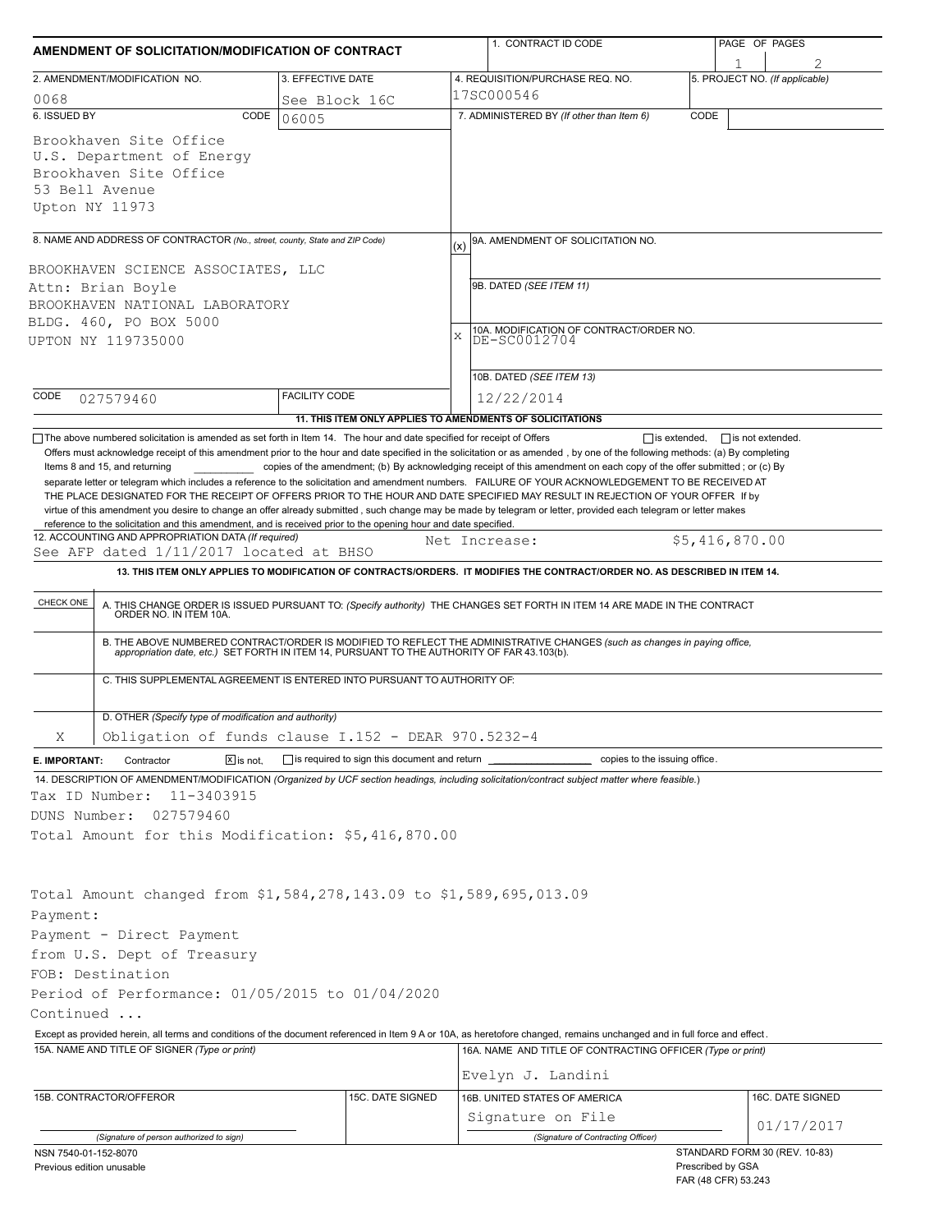# AMENDMENT OF SOLICITATION/MODIFICATION OF CONTRACT

| 1. CONTRACT ID CODE | PAGE OF PAGES |
|---|---|
| | 1 \| 2 |

| 2. AMENDMENT/MODIFICATION NO. | 3. EFFECTIVE DATE | 4. REQUISITION/PURCHASE REQ. NO. | 5. PROJECT NO. (If applicable) |
|---|---|---|---|
| 0068 | See Block 16C | 17SC000546 | |

| 6. ISSUED BY CODE 06005 | 7. ADMINISTERED BY (If other than Item 6) CODE |
|---|---|
| Brookhaven Site Office<br>U.S. Department of Energy<br>Brookhaven Site Office<br>53 Bell Avenue<br>Upton NY 11973 | |

**8. NAME AND ADDRESS OF CONTRACTOR** (No., street, county, State and ZIP Code)

BROOKHAVEN SCIENCE ASSOCIATES, LLC
Attn: Brian Boyle
BROOKHAVEN NATIONAL LABORATORY
BLDG. 460, PO BOX 5000
UPTON NY 119735000

CODE 027579460 FACILITY CODE

| (x) | |
|---|---|
| | 9A. AMENDMENT OF SOLICITATION NO. |
| | 9B. DATED (SEE ITEM 11) |
| X | 10A. MODIFICATION OF CONTRACT/ORDER NO. DE-SC0012704 |
| | 10B. DATED (SEE ITEM 13) 12/22/2014 |

**11. THIS ITEM ONLY APPLIES TO AMENDMENTS OF SOLICITATIONS**

☐ The above numbered solicitation is amended as set forth in Item 14. The hour and date specified for receipt of Offers ☐ is extended, ☐ is not extended.

Offers must acknowledge receipt of this amendment prior to the hour and date specified in the solicitation or as amended, by one of the following methods: (a) By completing Items 8 and 15, and returning ________ copies of the amendment; (b) By acknowledging receipt of this amendment on each copy of the offer submitted ; or (c) By separate letter or telegram which includes a reference to the solicitation and amendment numbers. FAILURE OF YOUR ACKNOWLEDGEMENT TO BE RECEIVED AT THE PLACE DESIGNATED FOR THE RECEIPT OF OFFERS PRIOR TO THE HOUR AND DATE SPECIFIED MAY RESULT IN REJECTION OF YOUR OFFER If by virtue of this amendment you desire to change an offer already submitted , such change may be made by telegram or letter, provided each telegram or letter makes reference to the solicitation and this amendment, and is received prior to the opening hour and date specified.

**12. ACCOUNTING AND APPROPRIATION DATA** (If required)
See AFP dated 1/11/2017 located at BHSO    Net Increase:    $5,416,870.00

**13. THIS ITEM ONLY APPLIES TO MODIFICATION OF CONTRACTS/ORDERS. IT MODIFIES THE CONTRACT/ORDER NO. AS DESCRIBED IN ITEM 14.**

| CHECK ONE | |
|---|---|
| | A. THIS CHANGE ORDER IS ISSUED PURSUANT TO: (Specify authority) THE CHANGES SET FORTH IN ITEM 14 ARE MADE IN THE CONTRACT ORDER NO. IN ITEM 10A. |
| | B. THE ABOVE NUMBERED CONTRACT/ORDER IS MODIFIED TO REFLECT THE ADMINISTRATIVE CHANGES (such as changes in paying office, appropriation date, etc.) SET FORTH IN ITEM 14, PURSUANT TO THE AUTHORITY OF FAR 43.103(b). |
| | C. THIS SUPPLEMENTAL AGREEMENT IS ENTERED INTO PURSUANT TO AUTHORITY OF: |
| X | D. OTHER (Specify type of modification and authority)<br>Obligation of funds clause I.152 - DEAR 970.5232-4 |

**E. IMPORTANT:** Contractor ☒ is not, ☐ is required to sign this document and return ________ copies to the issuing office.

**14. DESCRIPTION OF AMENDMENT/MODIFICATION** (Organized by UCF section headings, including solicitation/contract subject matter where feasible.)

Tax ID Number: 11-3403915
DUNS Number: 027579460
Total Amount for this Modification: $5,416,870.00

Total Amount changed from $1,584,278,143.09 to $1,589,695,013.09
Payment:
Payment - Direct Payment
from U.S. Dept of Treasury
FOB: Destination
Period of Performance: 01/05/2015 to 01/04/2020
Continued ...

Except as provided herein, all terms and conditions of the document referenced in Item 9 A or 10A, as heretofore changed, remains unchanged and in full force and effect.

| 15A. NAME AND TITLE OF SIGNER (Type or print) | | 16A. NAME AND TITLE OF CONTRACTING OFFICER (Type or print) | |
|---|---|---|---|
| | | Evelyn J. Landini | |
| 15B. CONTRACTOR/OFFEROR | 15C. DATE SIGNED | 16B. UNITED STATES OF AMERICA | 16C. DATE SIGNED |
| (Signature of person authorized to sign) | | Signature on File<br>(Signature of Contracting Officer) | 01/17/2017 |

NSN 7540-01-152-8070
Previous edition unusable

STANDARD FORM 30 (REV. 10-83)
Prescribed by GSA
FAR (48 CFR) 53.243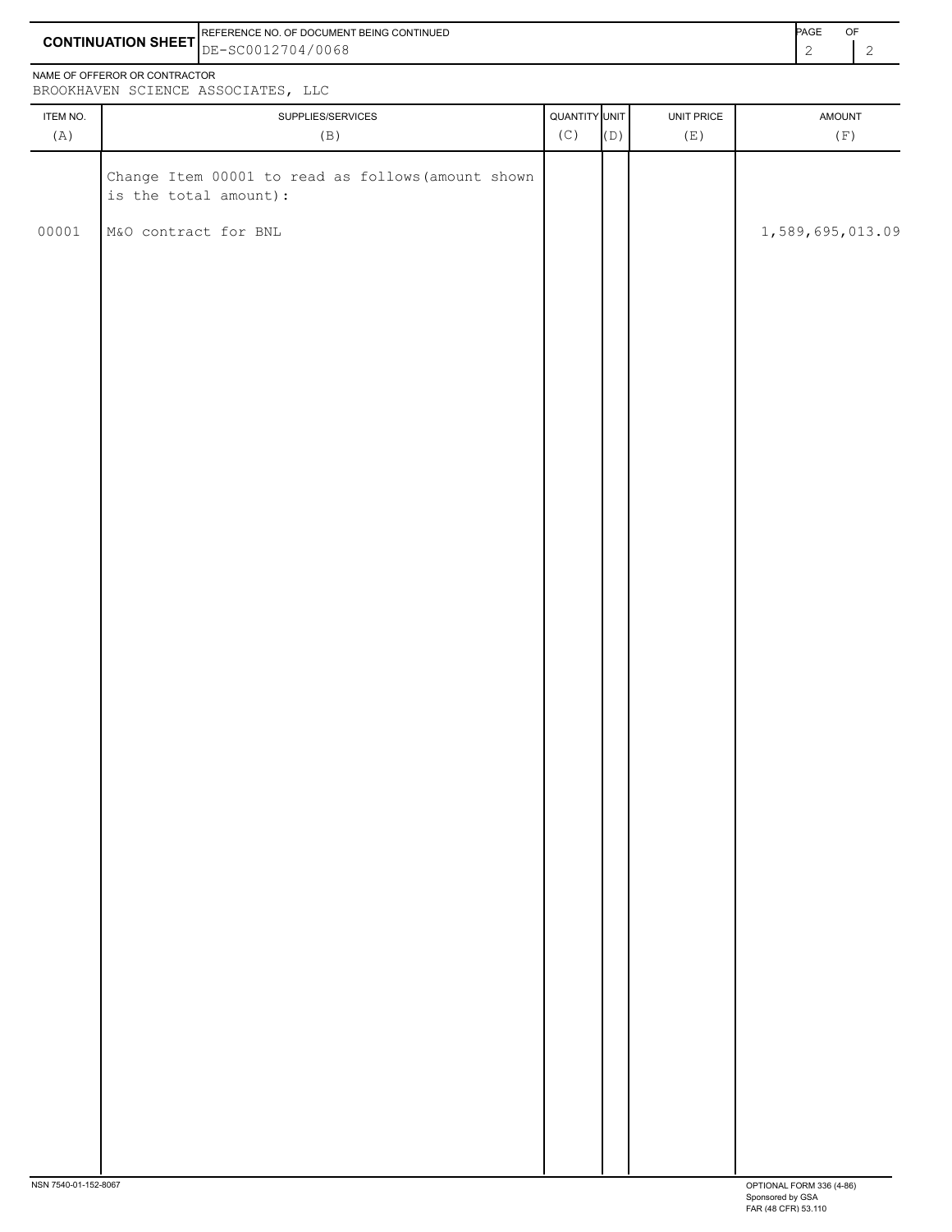**CONTINUATION SHEET**

REFERENCE NO. OF DOCUMENT BEING CONTINUED: DE-SC0012704/0068

NAME OF OFFEROR OR CONTRACTOR: BROOKHAVEN SCIENCE ASSOCIATES, LLC

| ITEM NO. (A) | SUPPLIES/SERVICES (B) | QUANTITY (C) | UNIT (D) | UNIT PRICE (E) | AMOUNT (F) |
|---|---|---|---|---|---|
| | Change Item 00001 to read as follows(amount shown is the total amount): | | | | |
| 00001 | M&O contract for BNL | | | | 1,589,695,013.09 |

NSN 7540-01-152-8067

OPTIONAL FORM 336 (4-86)
Sponsored by GSA
FAR (48 CFR) 53.110